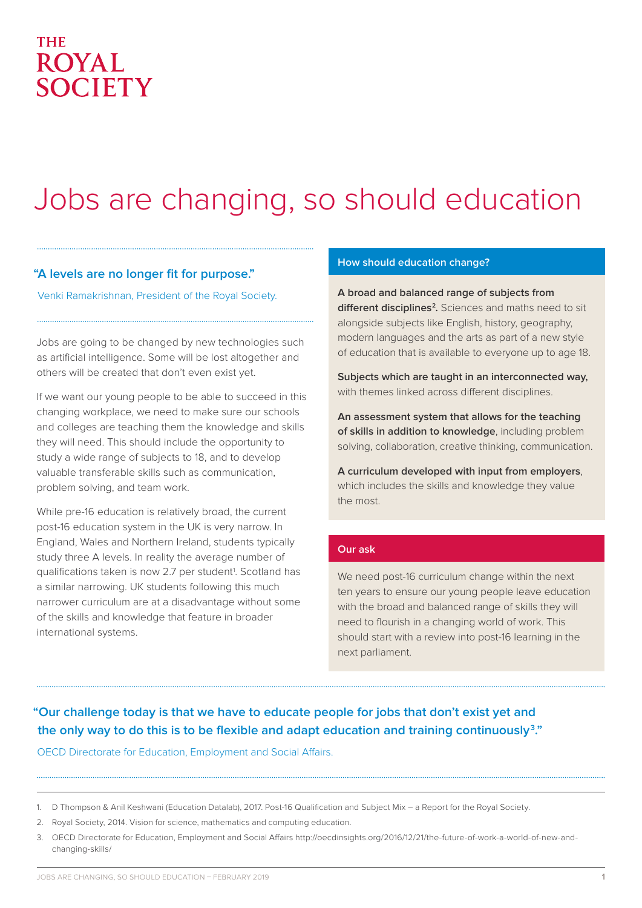THE ROYAL SOCIETY

# Jobs are changing, so should education

**"A levels are no longer fit for purpose."**

Venki Ramakrishnan, President of the Royal Society.

Jobs are going to be changed by new technologies such as artificial intelligence. Some will be lost altogether and others will be created that don't even exist yet.

If we want our young people to be able to succeed in this changing workplace, we need to make sure our schools and colleges are teaching them the knowledge and skills they will need. This should include the opportunity to study a wide range of subjects to 18, and to develop valuable transferable skills such as communication, problem solving, and team work.

While pre-16 education is relatively broad, the current post-16 education system in the UK is very narrow. In England, Wales and Northern Ireland, students typically study three A levels. In reality the average number of qualifications taken is now 2.7 per student[1]. Scotland has a similar narrowing. UK students following this much narrower curriculum are at a disadvantage without some of the skills and knowledge that feature in broader international systems.

## How should education change?

**A broad and balanced range of subjects from different disciplines[2].** Sciences and maths need to sit alongside subjects like English, history, geography, modern languages and the arts as part of a new style of education that is available to everyone up to age 18.

**Subjects which are taught in an interconnected way,** with themes linked across different disciplines.

**An assessment system that allows for the teaching of skills in addition to knowledge**, including problem solving, collaboration, creative thinking, communication.

**A curriculum developed with input from employers**, which includes the skills and knowledge they value the most.

## Our ask

We need post-16 curriculum change within the next ten years to ensure our young people leave education with the broad and balanced range of skills they will need to flourish in a changing world of work. This should start with a review into post-16 learning in the next parliament.

**"Our challenge today is that we have to educate people for jobs that don't exist yet and the only way to do this is to be flexible and adapt education and training continuously[3]."**

OECD Directorate for Education, Employment and Social Affairs.

1. D Thompson & Anil Keshwani (Education Datalab), 2017. Post-16 Qualification and Subject Mix – a Report for the Royal Society.
2. Royal Society, 2014. Vision for science, mathematics and computing education.
3. OECD Directorate for Education, Employment and Social Affairs http://oecdinsights.org/2016/12/21/the-future-of-work-a-world-of-new-and-changing-skills/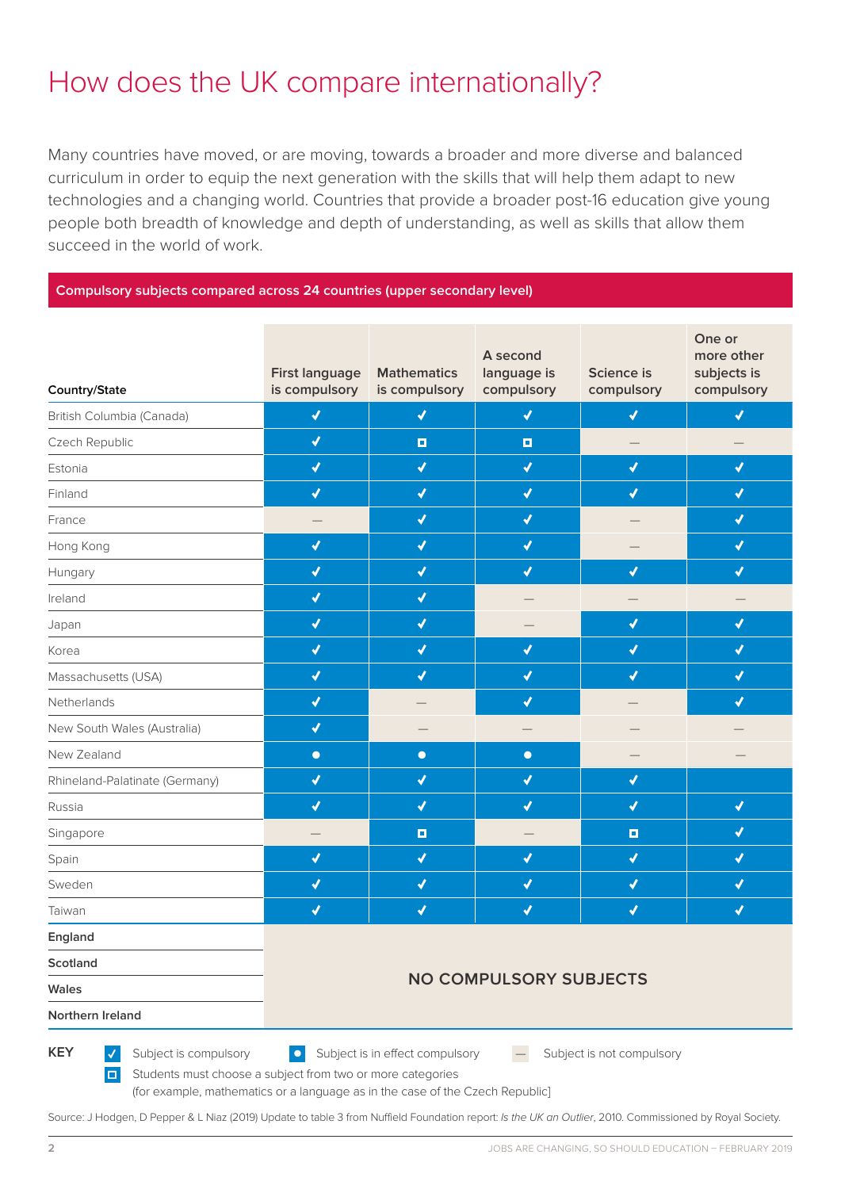# How does the UK compare internationally?

Many countries have moved, or are moving, towards a broader and more diverse and balanced curriculum in order to equip the next generation with the skills that will help them adapt to new technologies and a changing world. Countries that provide a broader post-16 education give young people both breadth of knowledge and depth of understanding, as well as skills that allow them succeed in the world of work.

**Compulsory subjects compared across 24 countries (upper secondary level)**

| Country/State | First language is compulsory | Mathematics is compulsory | A second language is compulsory | Science is compulsory | One or more other subjects is compulsory |
|---|---|---|---|---|---|
| British Columbia (Canada) | ✓ | ✓ | ✓ | ✓ | ✓ |
| Czech Republic | ✓ | ◘ | ◘ | — | — |
| Estonia | ✓ | ✓ | ✓ | ✓ | ✓ |
| Finland | ✓ | ✓ | ✓ | ✓ | ✓ |
| France | — | ✓ | ✓ | — | ✓ |
| Hong Kong | ✓ | ✓ | ✓ | — | ✓ |
| Hungary | ✓ | ✓ | ✓ | ✓ | ✓ |
| Ireland | ✓ | ✓ | — | — | — |
| Japan | ✓ | ✓ | — | ✓ | ✓ |
| Korea | ✓ | ✓ | ✓ | ✓ | ✓ |
| Massachusetts (USA) | ✓ | ✓ | ✓ | ✓ | ✓ |
| Netherlands | ✓ | — | ✓ | — | ✓ |
| New South Wales (Australia) | ✓ | — | — | — | — |
| New Zealand | ● | ● | ● | — | — |
| Rhineland-Palatinate (Germany) | ✓ | ✓ | ✓ | ✓ | |
| Russia | ✓ | ✓ | ✓ | ✓ | ✓ |
| Singapore | — | ◘ | — | ◘ | ✓ |
| Spain | ✓ | ✓ | ✓ | ✓ | ✓ |
| Sweden | ✓ | ✓ | ✓ | ✓ | ✓ |
| Taiwan | ✓ | ✓ | ✓ | ✓ | ✓ |
| **England** | NO COMPULSORY SUBJECTS | | | | |
| **Scotland** | NO COMPULSORY SUBJECTS | | | | |
| **Wales** | NO COMPULSORY SUBJECTS | | | | |
| **Northern Ireland** | NO COMPULSORY SUBJECTS | | | | |

**KEY**

- ✓ Subject is compulsory
- ● Subject is in effect compulsory
- — Subject is not compulsory
- ◘ Students must choose a subject from two or more categories [for example, mathematics or a language as in the case of the Czech Republic]

Source: J Hodgen, D Pepper & L Niaz (2019) Update to table 3 from Nuffield Foundation report: *Is the UK an Outlier*, 2010. Commissioned by Royal Society.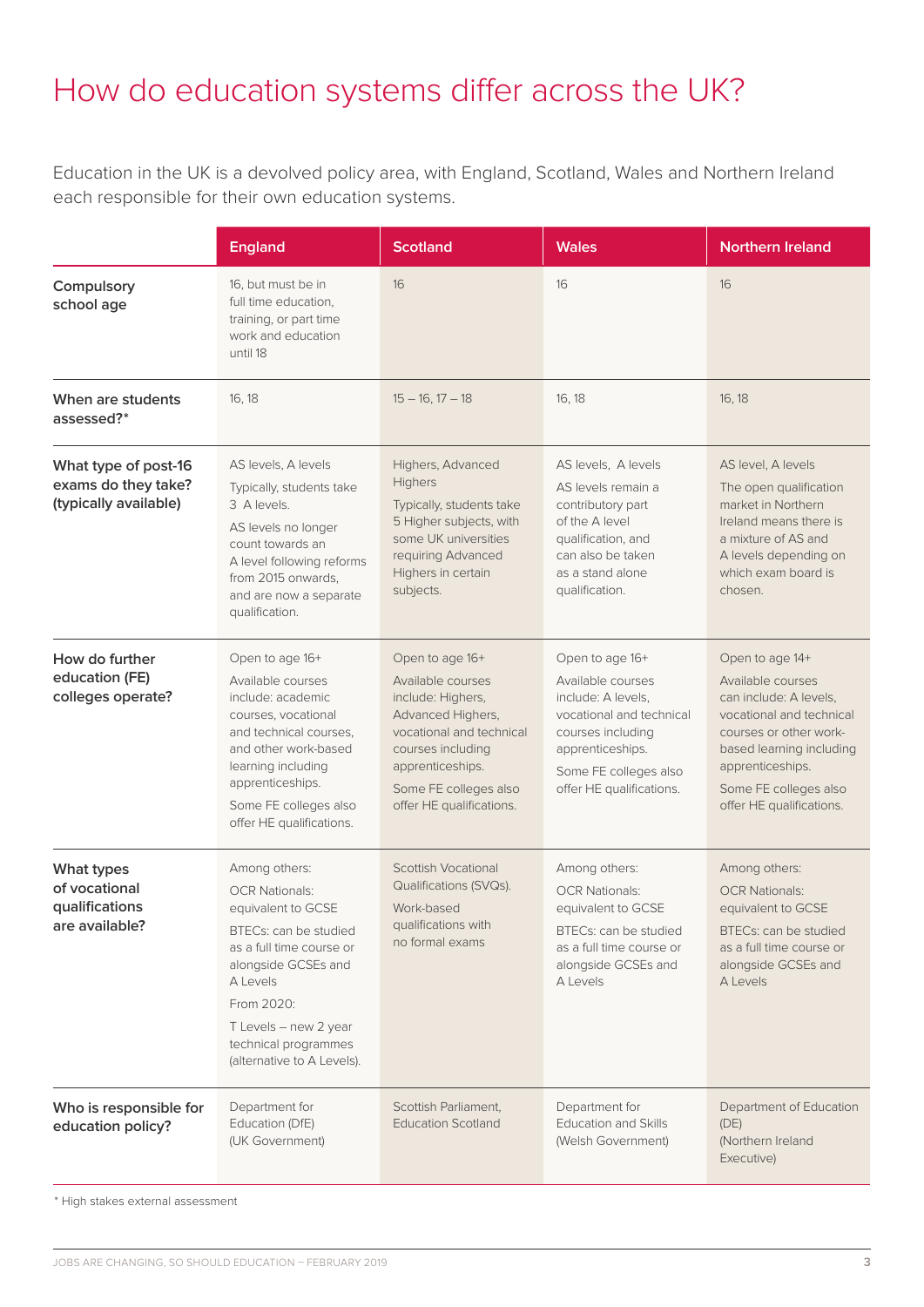# How do education systems differ across the UK?

Education in the UK is a devolved policy area, with England, Scotland, Wales and Northern Ireland each responsible for their own education systems.

| | England | Scotland | Wales | Northern Ireland |
|---|---|---|---|---|
| **Compulsory school age** | 16, but must be in full time education, training, or part time work and education until 18 | 16 | 16 | 16 |
| **When are students assessed?*** | 16, 18 | 15 – 16, 17 – 18 | 16, 18 | 16, 18 |
| **What type of post-16 exams do they take? (typically available)** | AS levels, A levels<br><br>Typically, students take 3 A levels.<br><br>AS levels no longer count towards an A level following reforms from 2015 onwards, and are now a separate qualification. | Highers, Advanced Highers<br><br>Typically, students take 5 Higher subjects, with some UK universities requiring Advanced Highers in certain subjects. | AS levels, A levels<br><br>AS levels remain a contributory part of the A level qualification, and can also be taken as a stand alone qualification. | AS level, A levels<br><br>The open qualification market in Northern Ireland means there is a mixture of AS and A levels depending on which exam board is chosen. |
| **How do further education (FE) colleges operate?** | Open to age 16+<br><br>Available courses include: academic courses, vocational and technical courses, and other work-based learning including apprenticeships.<br><br>Some FE colleges also offer HE qualifications. | Open to age 16+<br><br>Available courses include: Highers, Advanced Highers, vocational and technical courses including apprenticeships.<br><br>Some FE colleges also offer HE qualifications. | Open to age 16+<br><br>Available courses include: A levels, vocational and technical courses including apprenticeships.<br><br>Some FE colleges also offer HE qualifications. | Open to age 14+<br><br>Available courses can include: A levels, vocational and technical courses or other work-based learning including apprenticeships.<br><br>Some FE colleges also offer HE qualifications. |
| **What types of vocational qualifications are available?** | Among others:<br><br>OCR Nationals: equivalent to GCSE<br><br>BTECs: can be studied as a full time course or alongside GCSEs and A Levels<br><br>From 2020:<br><br>T Levels – new 2 year technical programmes (alternative to A Levels). | Scottish Vocational Qualifications (SVQs).<br><br>Work-based qualifications with no formal exams | Among others:<br><br>OCR Nationals: equivalent to GCSE<br><br>BTECs: can be studied as a full time course or alongside GCSEs and A Levels | Among others:<br><br>OCR Nationals: equivalent to GCSE<br><br>BTECs: can be studied as a full time course or alongside GCSEs and A Levels |
| **Who is responsible for education policy?** | Department for Education (DfE) (UK Government) | Scottish Parliament, Education Scotland | Department for Education and Skills (Welsh Government) | Department of Education (DE) (Northern Ireland Executive) |

* High stakes external assessment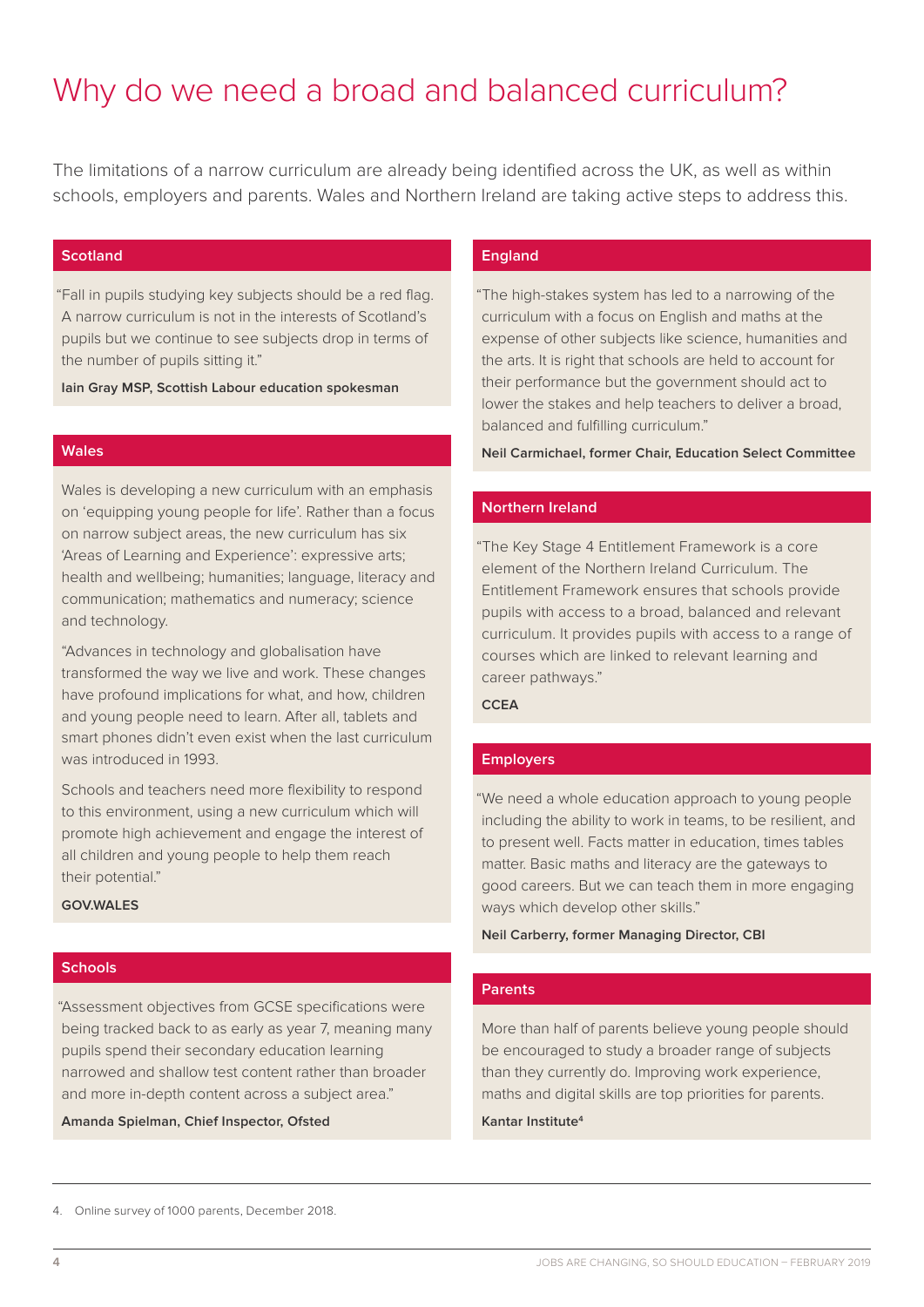# Why do we need a broad and balanced curriculum?

The limitations of a narrow curriculum are already being identified across the UK, as well as within schools, employers and parents. Wales and Northern Ireland are taking active steps to address this.

## Scotland

"Fall in pupils studying key subjects should be a red flag. A narrow curriculum is not in the interests of Scotland's pupils but we continue to see subjects drop in terms of the number of pupils sitting it."

**Iain Gray MSP, Scottish Labour education spokesman**

## Wales

Wales is developing a new curriculum with an emphasis on 'equipping young people for life'. Rather than a focus on narrow subject areas, the new curriculum has six 'Areas of Learning and Experience': expressive arts; health and wellbeing; humanities; language, literacy and communication; mathematics and numeracy; science and technology.

"Advances in technology and globalisation have transformed the way we live and work. These changes have profound implications for what, and how, children and young people need to learn. After all, tablets and smart phones didn't even exist when the last curriculum was introduced in 1993.

Schools and teachers need more flexibility to respond to this environment, using a new curriculum which will promote high achievement and engage the interest of all children and young people to help them reach their potential."

**GOV.WALES**

## Schools

"Assessment objectives from GCSE specifications were being tracked back to as early as year 7, meaning many pupils spend their secondary education learning narrowed and shallow test content rather than broader and more in-depth content across a subject area."

**Amanda Spielman, Chief Inspector, Ofsted**

## England

"The high-stakes system has led to a narrowing of the curriculum with a focus on English and maths at the expense of other subjects like science, humanities and the arts. It is right that schools are held to account for their performance but the government should act to lower the stakes and help teachers to deliver a broad, balanced and fulfilling curriculum."

**Neil Carmichael, former Chair, Education Select Committee**

## Northern Ireland

"The Key Stage 4 Entitlement Framework is a core element of the Northern Ireland Curriculum. The Entitlement Framework ensures that schools provide pupils with access to a broad, balanced and relevant curriculum. It provides pupils with access to a range of courses which are linked to relevant learning and career pathways."

**CCEA**

## Employers

"We need a whole education approach to young people including the ability to work in teams, to be resilient, and to present well. Facts matter in education, times tables matter. Basic maths and literacy are the gateways to good careers. But we can teach them in more engaging ways which develop other skills."

**Neil Carberry, former Managing Director, CBI**

## Parents

More than half of parents believe young people should be encouraged to study a broader range of subjects than they currently do. Improving work experience, maths and digital skills are top priorities for parents.

**Kantar Institute[4]**

4. Online survey of 1000 parents, December 2018.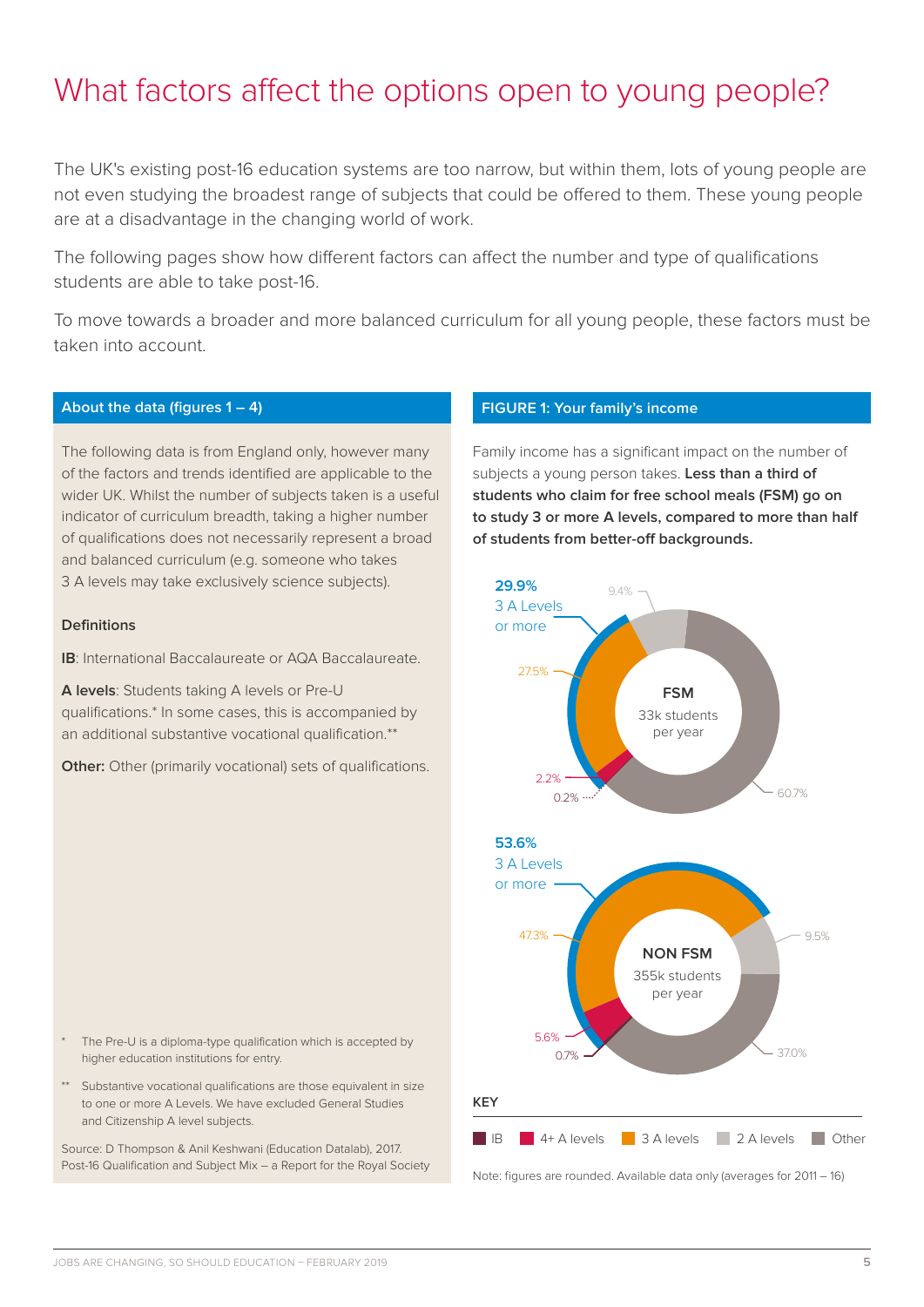# What factors affect the options open to young people?

The UK's existing post-16 education systems are too narrow, but within them, lots of young people are not even studying the broadest range of subjects that could be offered to them. These young people are at a disadvantage in the changing world of work.

The following pages show how different factors can affect the number and type of qualifications students are able to take post-16.

To move towards a broader and more balanced curriculum for all young people, these factors must be taken into account.

## About the data (figures 1 – 4)

The following data is from England only, however many of the factors and trends identified are applicable to the wider UK. Whilst the number of subjects taken is a useful indicator of curriculum breadth, taking a higher number of qualifications does not necessarily represent a broad and balanced curriculum (e.g. someone who takes 3 A levels may take exclusively science subjects).

### Definitions

**IB**: International Baccalaureate or AQA Baccalaureate.

**A levels**: Students taking A levels or Pre-U qualifications.* In some cases, this is accompanied by an additional substantive vocational qualification.**

**Other:** Other (primarily vocational) sets of qualifications.

\* The Pre-U is a diploma-type qualification which is accepted by higher education institutions for entry.

\** Substantive vocational qualifications are those equivalent in size to one or more A Levels. We have excluded General Studies and Citizenship A level subjects.

Source: D Thompson & Anil Keshwani (Education Datalab), 2017. Post-16 Qualification and Subject Mix – a Report for the Royal Society

## FIGURE 1: Your family's income

Family income has a significant impact on the number of subjects a young person takes. **Less than a third of students who claim for free school meals (FSM) go on to study 3 or more A levels, compared to more than half of students from better-off backgrounds.**

| | IB | 4+ A levels | 3 A levels | 2 A levels | Other | 3 A Levels or more |
|---|---|---|---|---|---|---|
| FSM (33k students per year) | 0.2% | 2.2% | 27.5% | 9.4% | 60.7% | 29.9% |
| NON FSM (355k students per year) | 0.7% | 5.6% | 47.3% | 9.5% | 37.0% | 53.6% |

Note: figures are rounded. Available data only (averages for 2011 – 16)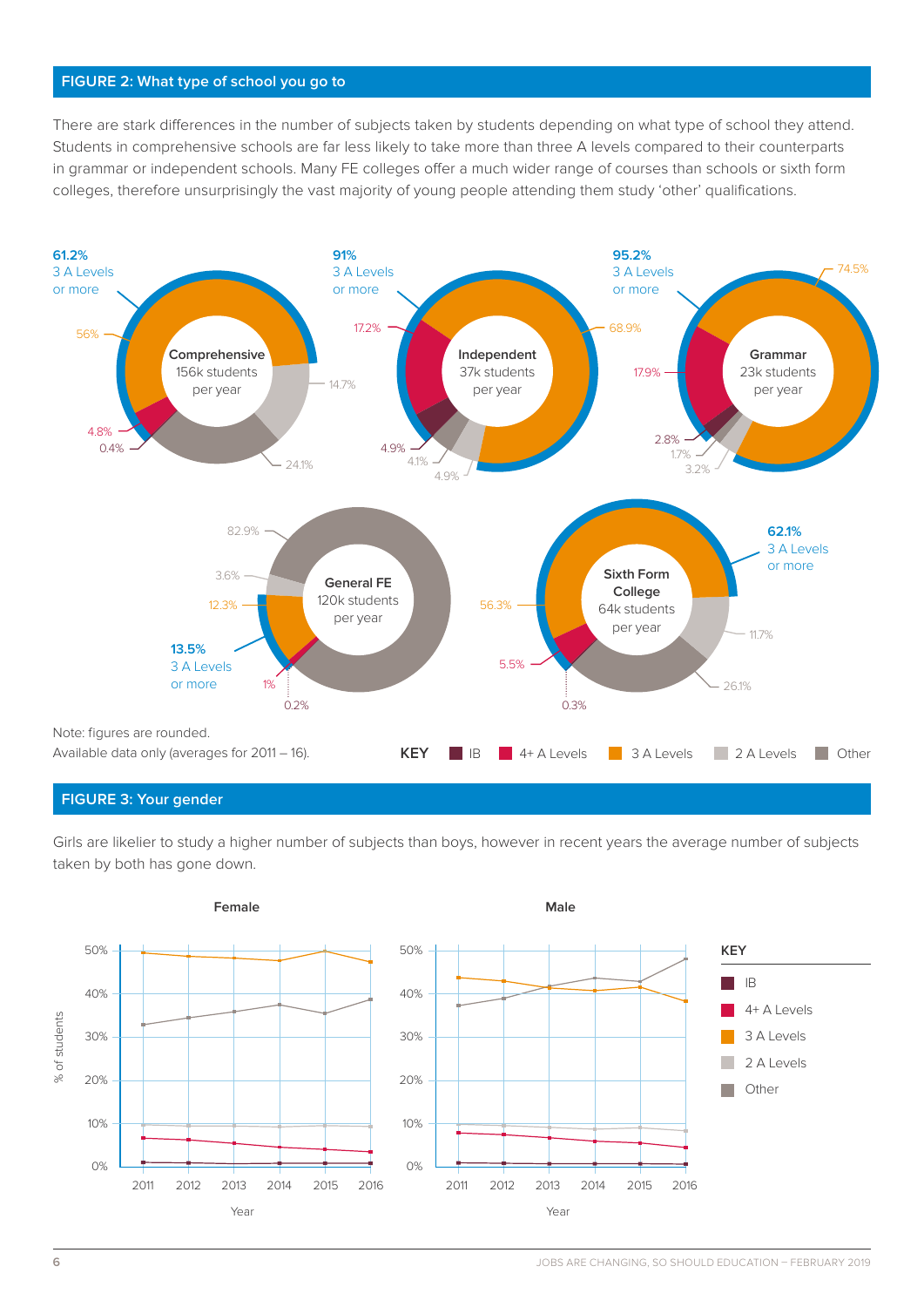## FIGURE 2: What type of school you go to

There are stark differences in the number of subjects taken by students depending on what type of school they attend. Students in comprehensive schools are far less likely to take more than three A levels compared to their counterparts in grammar or independent schools. Many FE colleges offer a much wider range of courses than schools or sixth form colleges, therefore unsurprisingly the vast majority of young people attending them study 'other' qualifications.

| School type | Students per year | 3 A Levels or more | IB | 4+ A Levels | 3 A Levels | 2 A Levels | Other |
|---|---|---|---|---|---|---|---|
| Comprehensive | 156k | 61.2% | 0.4% | 4.8% | 56% | 14.7% | 24.1% |
| Independent | 37k | 91% | 4.9% | 17.2% | 68.9% | 4.9% | 4.1% |
| Grammar | 23k | 95.2% | 2.8% | 17.9% | 74.5% | 3.2% | 1.7% |
| General FE | 120k | 13.5% | 0.2% | 1% | 12.3% | 3.6% | 82.9% |
| Sixth Form College | 64k | 62.1% | 0.3% | 5.5% | 56.3% | 11.7% | 26.1% |

Note: figures are rounded.
Available data only (averages for 2011 – 16).

KEY: IB, 4+ A Levels, 3 A Levels, 2 A Levels, Other

## FIGURE 3: Your gender

Girls are likelier to study a higher number of subjects than boys, however in recent years the average number of subjects taken by both has gone down.

**Female** / **Male** (line charts, % of students by Year, 2011–2016)

KEY: IB, 4+ A Levels, 3 A Levels, 2 A Levels, Other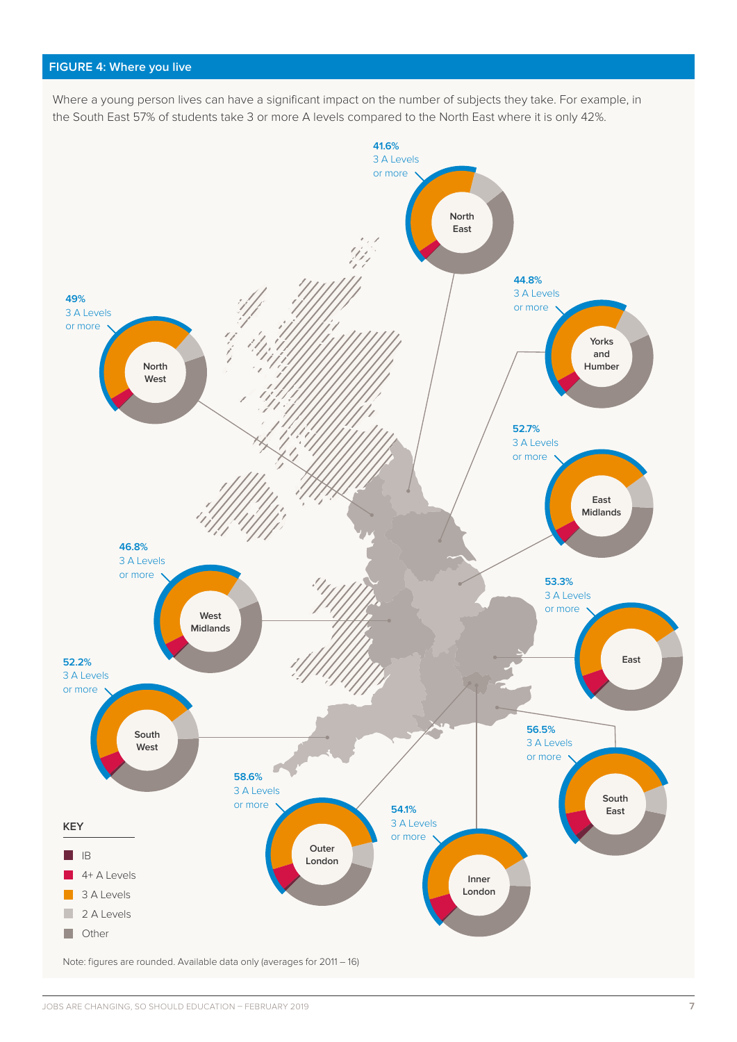## FIGURE 4: Where you live

Where a young person lives can have a significant impact on the number of subjects they take. For example, in the South East 57% of students take 3 or more A levels compared to the North East where it is only 42%.

North East — 41.6% 3 A Levels or more

Yorks and Humber — 44.8% 3 A Levels or more

North West — 49% 3 A Levels or more

East Midlands — 52.7% 3 A Levels or more

West Midlands — 46.8% 3 A Levels or more

East — 53.3% 3 A Levels or more

South West — 52.2% 3 A Levels or more

South East — 56.5% 3 A Levels or more

Outer London — 58.6% 3 A Levels or more

Inner London — 54.1% 3 A Levels or more

**KEY**

- IB
- 4+ A Levels
- 3 A Levels
- 2 A Levels
- Other

Note: figures are rounded. Available data only (averages for 2011 – 16)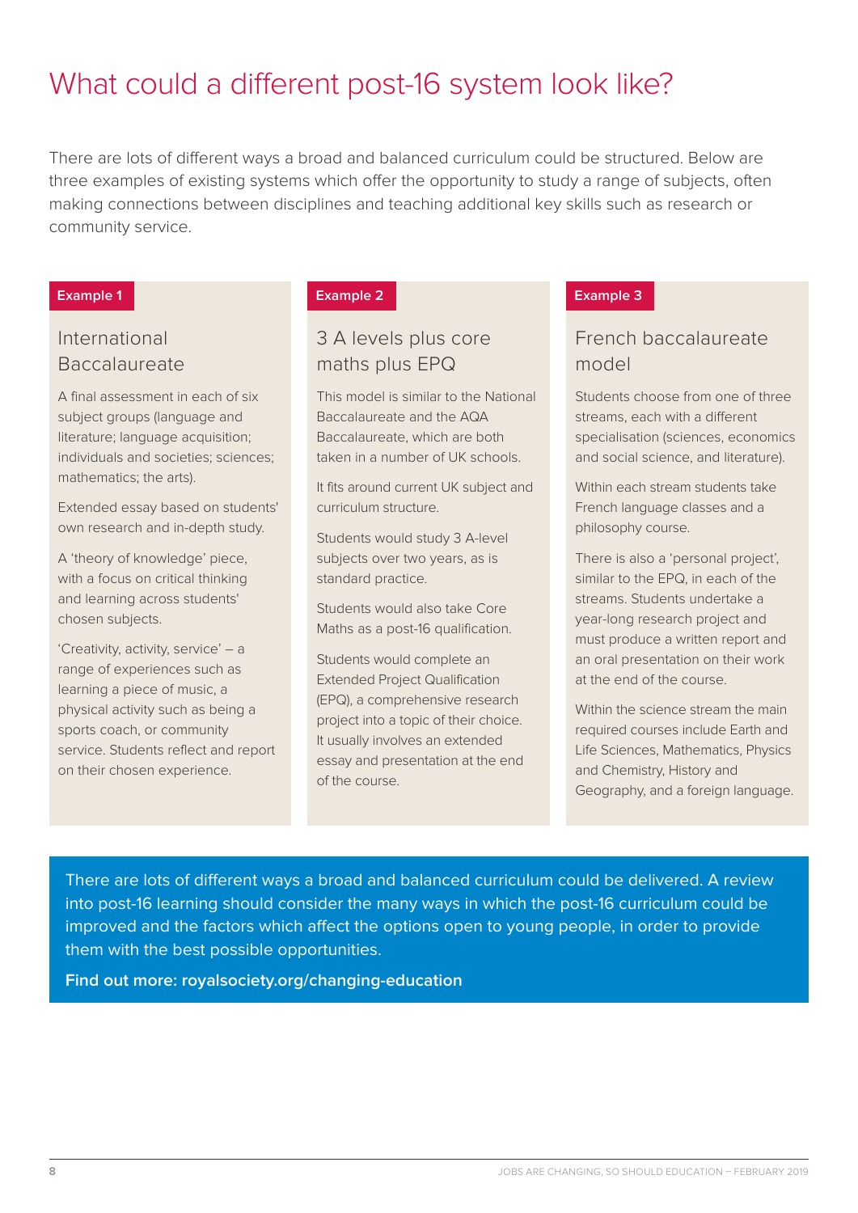# What could a different post-16 system look like?

There are lots of different ways a broad and balanced curriculum could be structured. Below are three examples of existing systems which offer the opportunity to study a range of subjects, often making connections between disciplines and teaching additional key skills such as research or community service.

**Example 1**

## International Baccalaureate

A final assessment in each of six subject groups (language and literature; language acquisition; individuals and societies; sciences; mathematics; the arts).

Extended essay based on students' own research and in-depth study.

A 'theory of knowledge' piece, with a focus on critical thinking and learning across students' chosen subjects.

'Creativity, activity, service' – a range of experiences such as learning a piece of music, a physical activity such as being a sports coach, or community service. Students reflect and report on their chosen experience.

**Example 2**

## 3 A levels plus core maths plus EPQ

This model is similar to the National Baccalaureate and the AQA Baccalaureate, which are both taken in a number of UK schools.

It fits around current UK subject and curriculum structure.

Students would study 3 A-level subjects over two years, as is standard practice.

Students would also take Core Maths as a post-16 qualification.

Students would complete an Extended Project Qualification (EPQ), a comprehensive research project into a topic of their choice. It usually involves an extended essay and presentation at the end of the course.

**Example 3**

## French baccalaureate model

Students choose from one of three streams, each with a different specialisation (sciences, economics and social science, and literature).

Within each stream students take French language classes and a philosophy course.

There is also a 'personal project', similar to the EPQ, in each of the streams. Students undertake a year-long research project and must produce a written report and an oral presentation on their work at the end of the course.

Within the science stream the main required courses include Earth and Life Sciences, Mathematics, Physics and Chemistry, History and Geography, and a foreign language.

There are lots of different ways a broad and balanced curriculum could be delivered. A review into post-16 learning should consider the many ways in which the post-16 curriculum could be improved and the factors which affect the options open to young people, in order to provide them with the best possible opportunities.

**Find out more: royalsociety.org/changing-education**